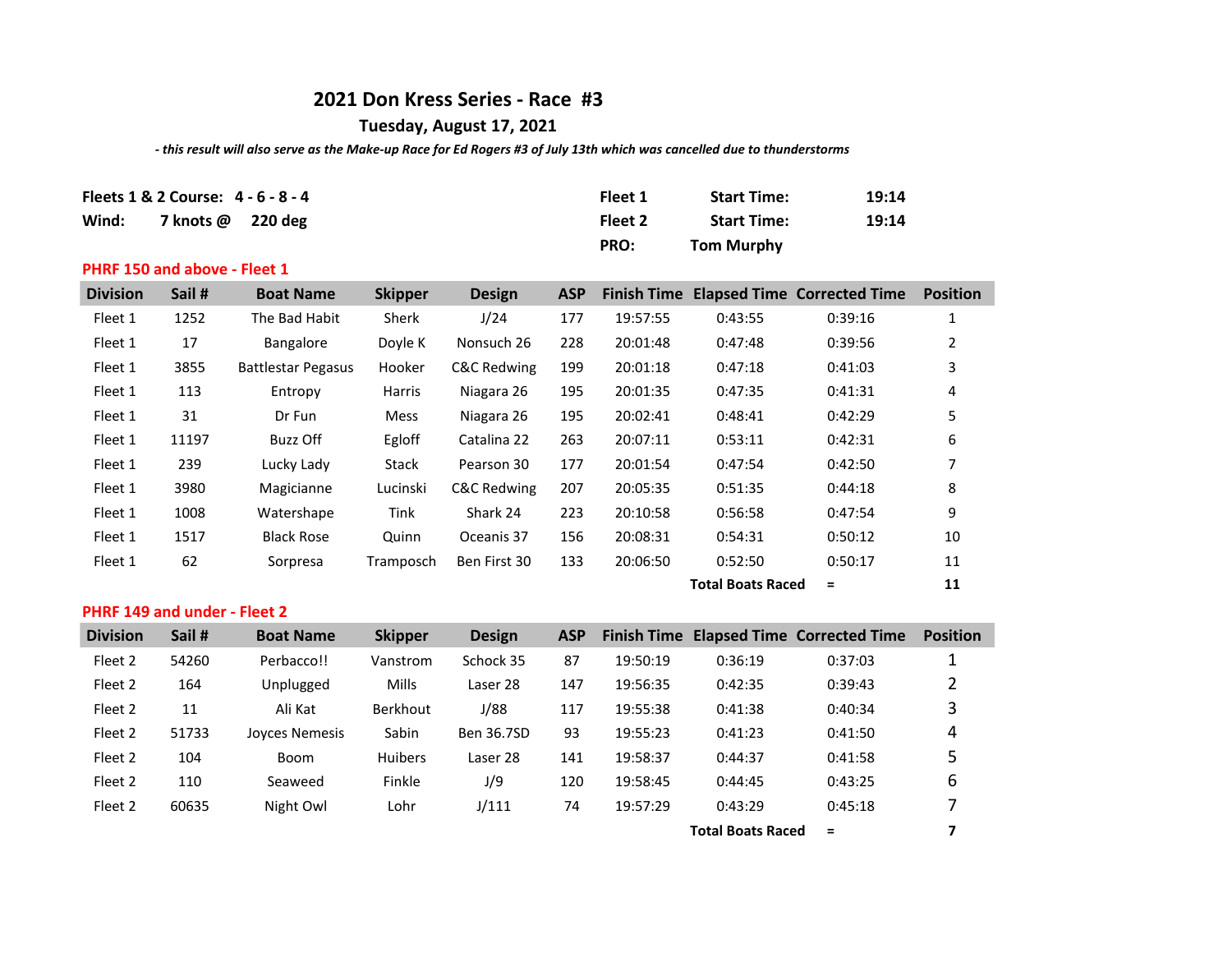# 2021 Don Kress Series - Race #3

## Tuesday, August 17, 2021

*- this result will also serve as the Make-up Race for Ed Rogers #3 of July 13th which was cancelled due to thunderstorms*

**Fleets 1 & 2 Course: 4 - 6 - 8 - 4**
**Wind: 7 knots @ 220 deg**

**Fleet 1 Start Time: 19:14**
**Fleet 2 Start Time: 19:14**
**PRO: Tom Murphy**

### PHRF 150 and above - Fleet 1

| Division | Sail # | Boat Name | Skipper | Design | ASP | Finish Time | Elapsed Time | Corrected Time | Position |
|---|---|---|---|---|---|---|---|---|---|
| Fleet 1 | 1252 | The Bad Habit | Sherk | J/24 | 177 | 19:57:55 | 0:43:55 | 0:39:16 | 1 |
| Fleet 1 | 17 | Bangalore | Doyle K | Nonsuch 26 | 228 | 20:01:48 | 0:47:48 | 0:39:56 | 2 |
| Fleet 1 | 3855 | Battlestar Pegasus | Hooker | C&C Redwing | 199 | 20:01:18 | 0:47:18 | 0:41:03 | 3 |
| Fleet 1 | 113 | Entropy | Harris | Niagara 26 | 195 | 20:01:35 | 0:47:35 | 0:41:31 | 4 |
| Fleet 1 | 31 | Dr Fun | Mess | Niagara 26 | 195 | 20:02:41 | 0:48:41 | 0:42:29 | 5 |
| Fleet 1 | 11197 | Buzz Off | Egloff | Catalina 22 | 263 | 20:07:11 | 0:53:11 | 0:42:31 | 6 |
| Fleet 1 | 239 | Lucky Lady | Stack | Pearson 30 | 177 | 20:01:54 | 0:47:54 | 0:42:50 | 7 |
| Fleet 1 | 3980 | Magicianne | Lucinski | C&C Redwing | 207 | 20:05:35 | 0:51:35 | 0:44:18 | 8 |
| Fleet 1 | 1008 | Watershape | Tink | Shark 24 | 223 | 20:10:58 | 0:56:58 | 0:47:54 | 9 |
| Fleet 1 | 1517 | Black Rose | Quinn | Oceanis 37 | 156 | 20:08:31 | 0:54:31 | 0:50:12 | 10 |
| Fleet 1 | 62 | Sorpresa | Tramposch | Ben First 30 | 133 | 20:06:50 | 0:52:50 | 0:50:17 | 11 |
| | | | | | | | Total Boats Raced | = | 11 |

### PHRF 149 and under - Fleet 2

| Division | Sail # | Boat Name | Skipper | Design | ASP | Finish Time | Elapsed Time | Corrected Time | Position |
|---|---|---|---|---|---|---|---|---|---|
| Fleet 2 | 54260 | Perbacco!! | Vanstrom | Schock 35 | 87 | 19:50:19 | 0:36:19 | 0:37:03 | 1 |
| Fleet 2 | 164 | Unplugged | Mills | Laser 28 | 147 | 19:56:35 | 0:42:35 | 0:39:43 | 2 |
| Fleet 2 | 11 | Ali Kat | Berkhout | J/88 | 117 | 19:55:38 | 0:41:38 | 0:40:34 | 3 |
| Fleet 2 | 51733 | Joyces Nemesis | Sabin | Ben 36.7SD | 93 | 19:55:23 | 0:41:23 | 0:41:50 | 4 |
| Fleet 2 | 104 | Boom | Huibers | Laser 28 | 141 | 19:58:37 | 0:44:37 | 0:41:58 | 5 |
| Fleet 2 | 110 | Seaweed | Finkle | J/9 | 120 | 19:58:45 | 0:44:45 | 0:43:25 | 6 |
| Fleet 2 | 60635 | Night Owl | Lohr | J/111 | 74 | 19:57:29 | 0:43:29 | 0:45:18 | 7 |
| | | | | | | | Total Boats Raced | = | 7 |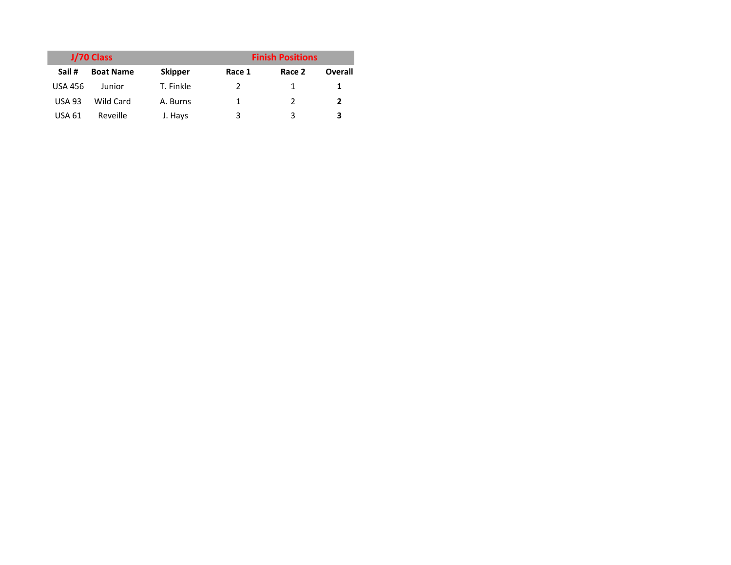| J/70 Class | | | Finish Positions | | |
| --- | --- | --- | --- | --- | --- |
| Sail # | Boat Name | Skipper | Race 1 | Race 2 | Overall |
| USA 456 | Junior | T. Finkle | 2 | 1 | **1** |
| USA 93 | Wild Card | A. Burns | 1 | 2 | **2** |
| USA 61 | Reveille | J. Hays | 3 | 3 | **3** |